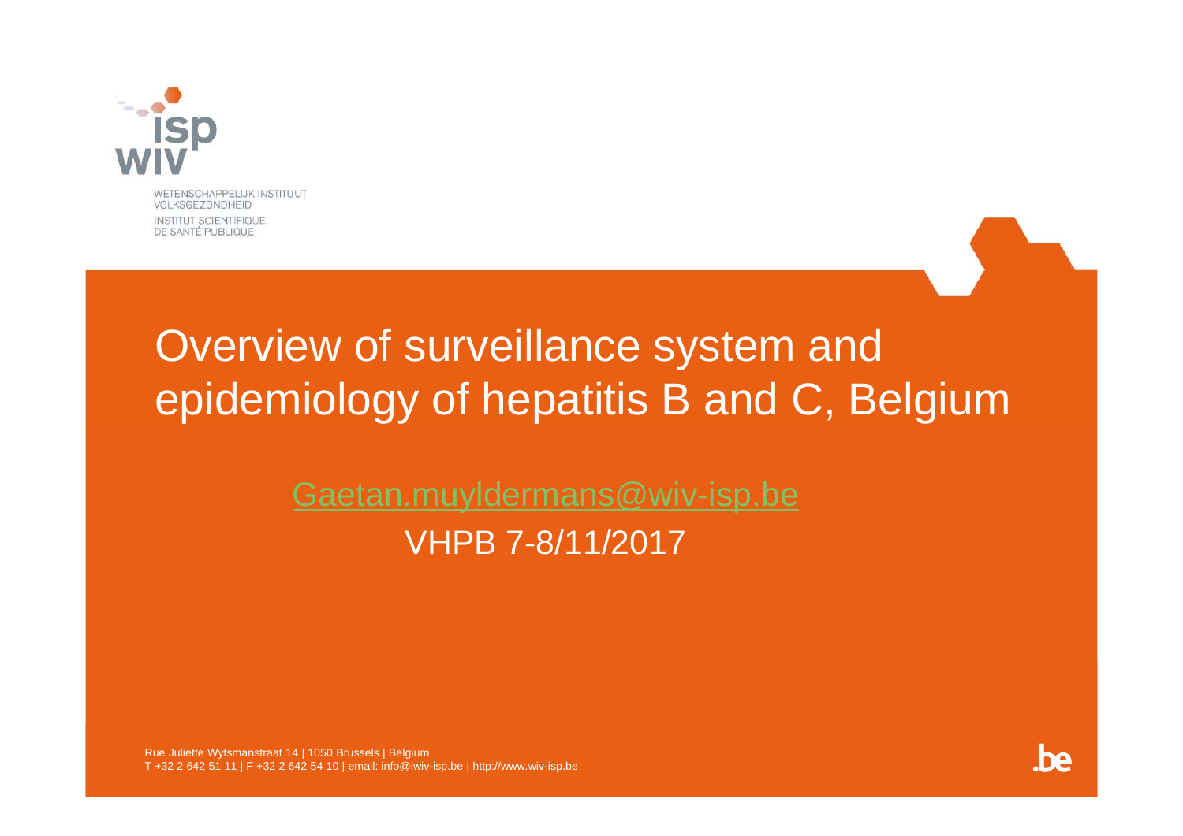WETENSCHAPPELIJK INSTITUUT VOLKSGEZONDHEID
INSTITUT SCIENTIFIQUE DE SANTÉ PUBLIQUE

# Overview of surveillance system and epidemiology of hepatitis B and C, Belgium

Gaetan.muyldermans@wiv-isp.be

VHPB 7-8/11/2017

Rue Juliette Wytsmanstraat 14 | 1050 Brussels | Belgium
T +32 2 642 51 11 | F +32 2 642 54 10 | email: info@iwiv-isp.be | http://www.wiv-isp.be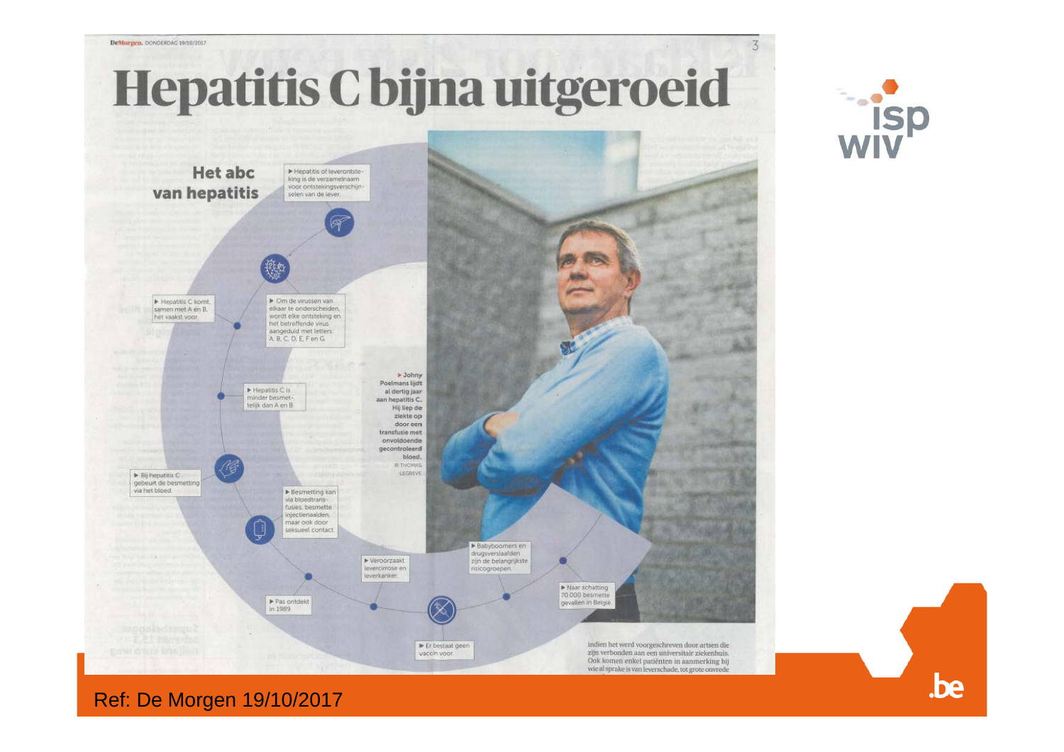# Hepatitis C bijna uitgeroeid

## Het abc van hepatitis

- Hepatitis of leverontsteking is de verzamelnaam voor ontstekingsverschijnselen van de lever.
- Om de virussen van elkaar te onderscheiden, wordt elke ontsteking en het betreffende virus aangeduid met letters: A, B, C, D, E, F en G.
- Hepatitis C komt, samen met A en B, het vaakst voor.
- Hepatitis C is minder besmettelijk dan A en B.
- Bij hepatitis C gebeurt de besmetting via het bloed.
- Besmetting kan via bloedtransfusies, besmette injectienaalden, maar ook door seksueel contact.
- Pas ontdekt in 1989.
- Veroorzaakt levercirrose en leverkanker.
- Er bestaat geen vaccin voor.
- Babyboomers en drugsverslaafden zijn de belangrijkste risicogroepen.
- Naar schatting 70.000 besmette gevallen in België.

Johny Poelmans lijdt al dertig jaar aan hepatitis C. Hij liep de ziekte op door een transfusie met onvoldoende gecontroleerd bloed. © THOMAS LEGREVE

indien het werd voorgeschreven door artsen die zijn verbonden aan een universitair ziekenhuis. Ook komen enkel patiënten in aanmerking bij wie al sprake is van leverschade, tot grote onvrede

Ref: De Morgen 19/10/2017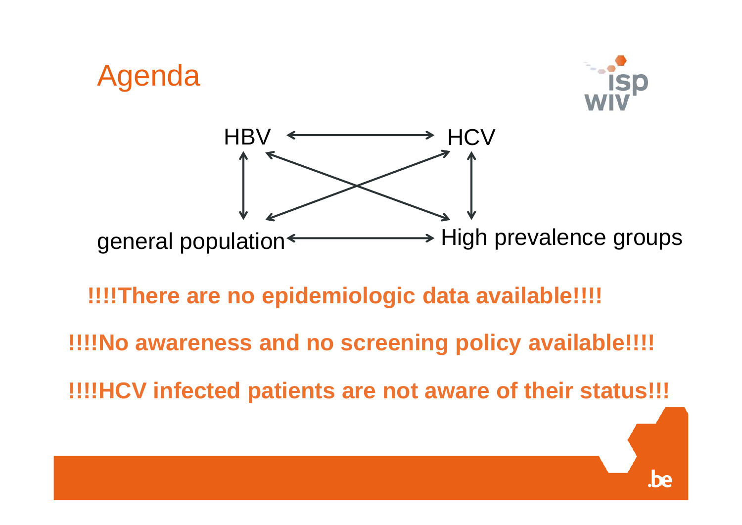# Agenda

HBV ↔ HCV

general population ↔ High prevalence groups

**!!!!There are no epidemiologic data available!!!!**

**!!!!No awareness and no screening policy available!!!!**

**!!!!HCV infected patients are not aware of their status!!!**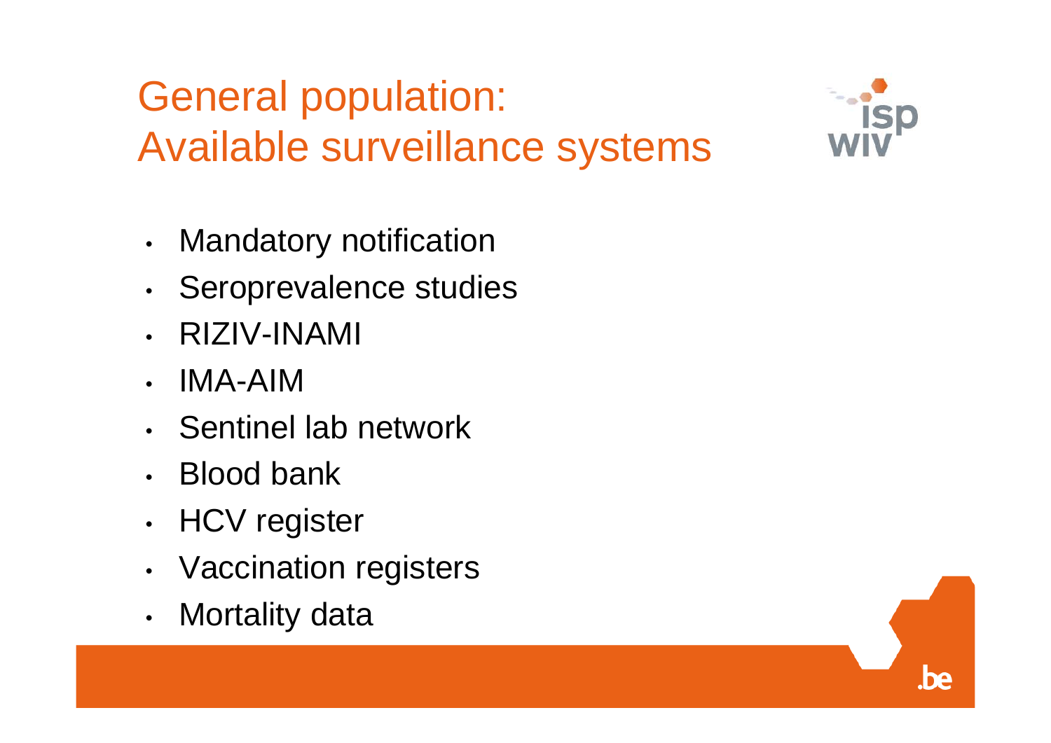# General population: Available surveillance systems

- Mandatory notification
- Seroprevalence studies
- RIZIV-INAMI
- IMA-AIM
- Sentinel lab network
- Blood bank
- HCV register
- Vaccination registers
- Mortality data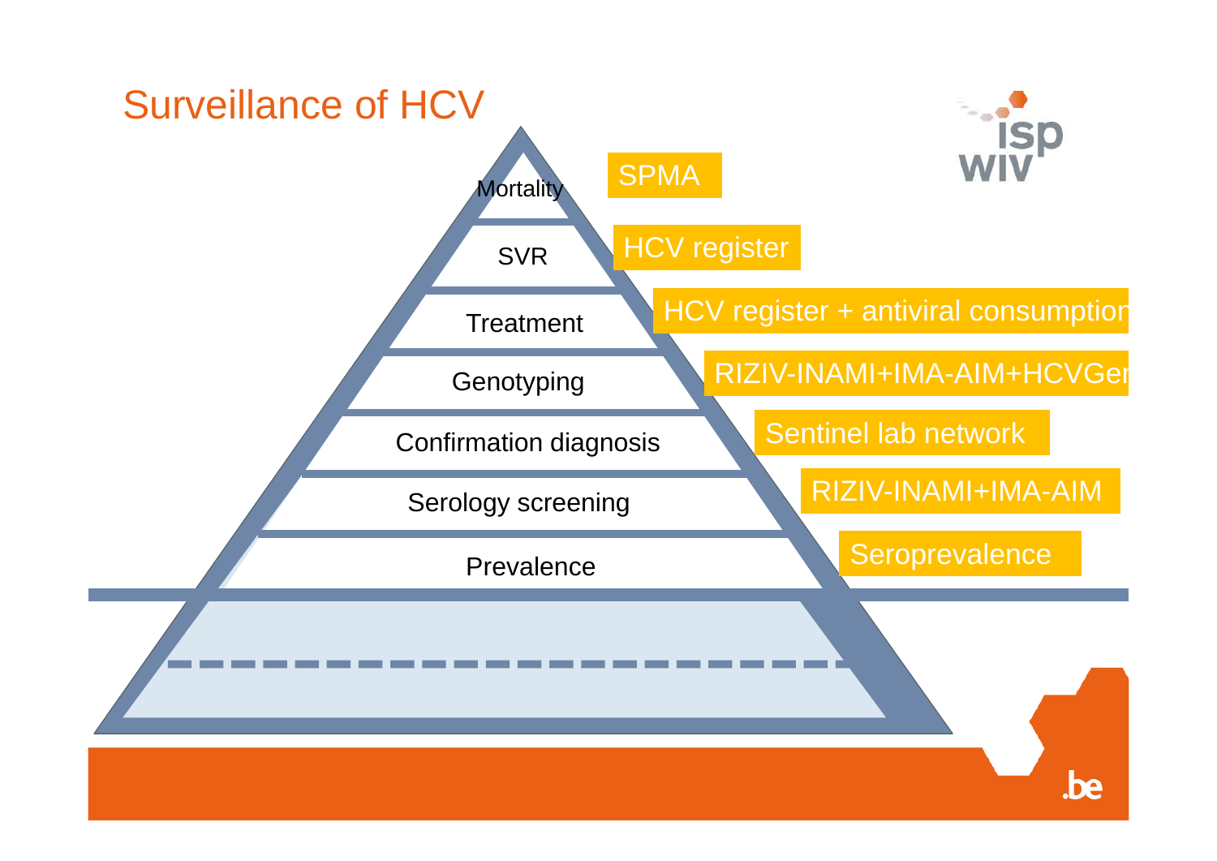# Surveillance of HCV

| Level | Data source |
|---|---|
| Mortality | SPMA |
| SVR | HCV register |
| Treatment | HCV register + antiviral consumption |
| Genotyping | RIZIV-INAMI+IMA-AIM+HCVGen |
| Confirmation diagnosis | Sentinel lab network |
| Serology screening | RIZIV-INAMI+IMA-AIM |
| Prevalence | Seroprevalence |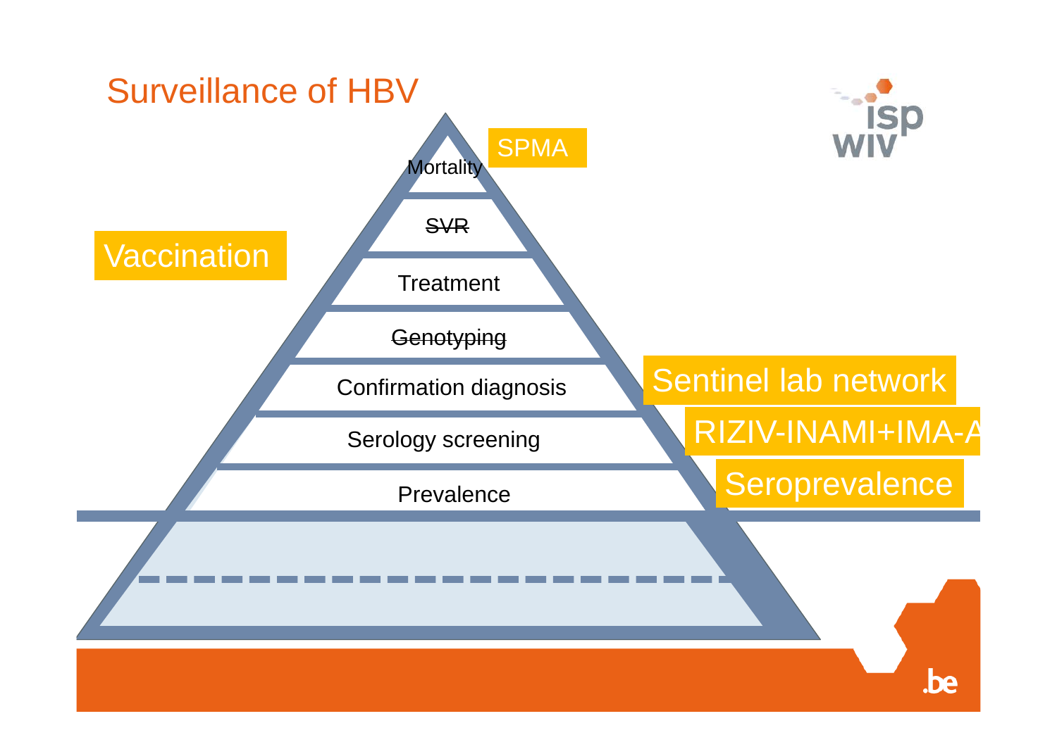# Surveillance of HBV

- Mortality
- ~~SVR~~
- Treatment
- ~~Genotyping~~
- Confirmation diagnosis
- Serology screening
- Prevalence

SPMA

Vaccination

Sentinel lab network

RIZIV-INAMI+IMA-A

Seroprevalence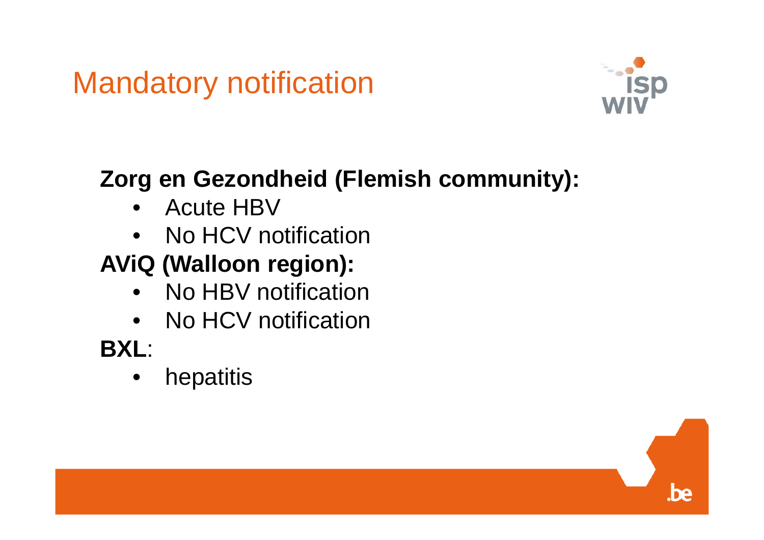# Mandatory notification

**Zorg en Gezondheid (Flemish community):**

- Acute HBV
- No HCV notification

**AViQ (Walloon region):**

- No HBV notification
- No HCV notification

**BXL**:

- hepatitis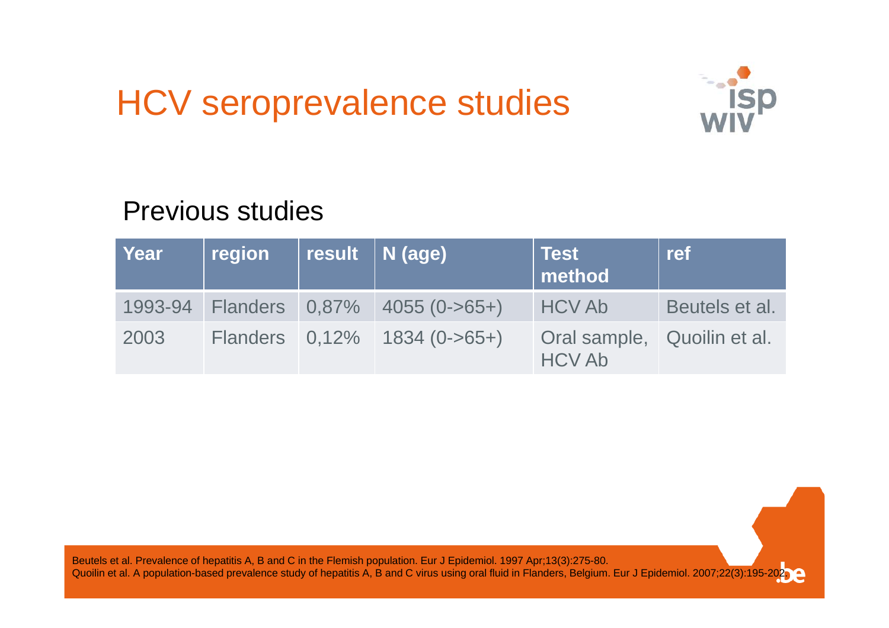# HCV seroprevalence studies

## Previous studies

| Year | region | result | N (age) | Test method | ref |
|---|---|---|---|---|---|
| 1993-94 | Flanders | 0,87% | 4055 (0->65+) | HCV Ab | Beutels et al. |
| 2003 | Flanders | 0,12% | 1834 (0->65+) | Oral sample, HCV Ab | Quoilin et al. |

Beutels et al. Prevalence of hepatitis A, B and C in the Flemish population. Eur J Epidemiol. 1997 Apr;13(3):275-80.
Quoilin et al. A population-based prevalence study of hepatitis A, B and C virus using oral fluid in Flanders, Belgium. Eur J Epidemiol. 2007;22(3):195-202.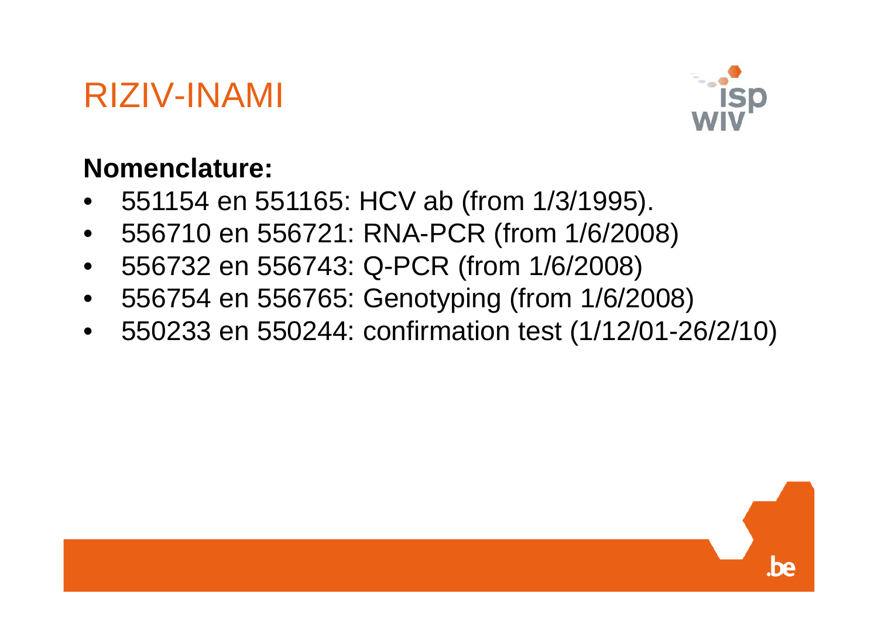# RIZIV-INAMI

**Nomenclature:**

- 551154 en 551165: HCV ab (from 1/3/1995).
- 556710 en 556721: RNA-PCR (from 1/6/2008)
- 556732 en 556743: Q-PCR (from 1/6/2008)
- 556754 en 556765: Genotyping (from 1/6/2008)
- 550233 en 550244: confirmation test (1/12/01-26/2/10)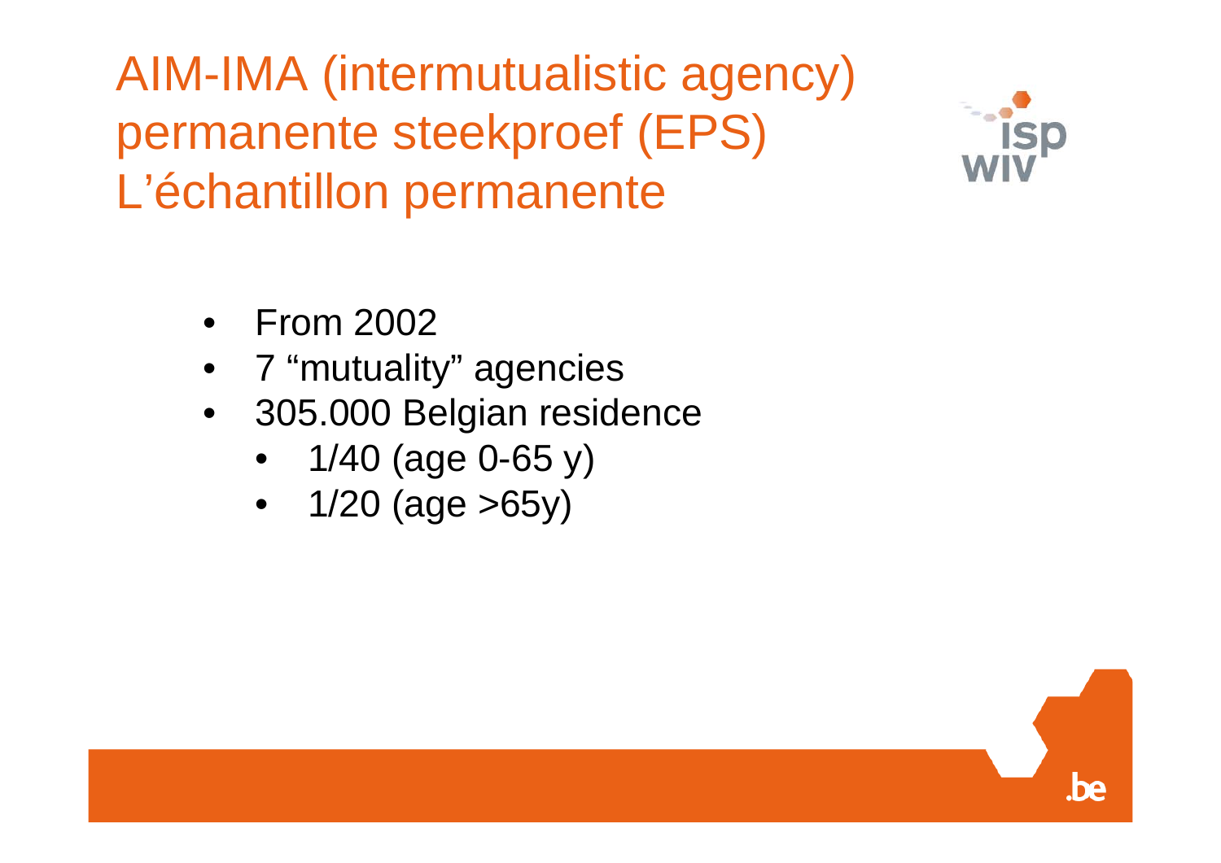# AIM-IMA (intermutualistic agency) permanente steekproef (EPS) L'échantillon permanente

- From 2002
- 7 "mutuality" agencies
- 305.000 Belgian residence
  - 1/40 (age 0-65 y)
  - 1/20 (age >65y)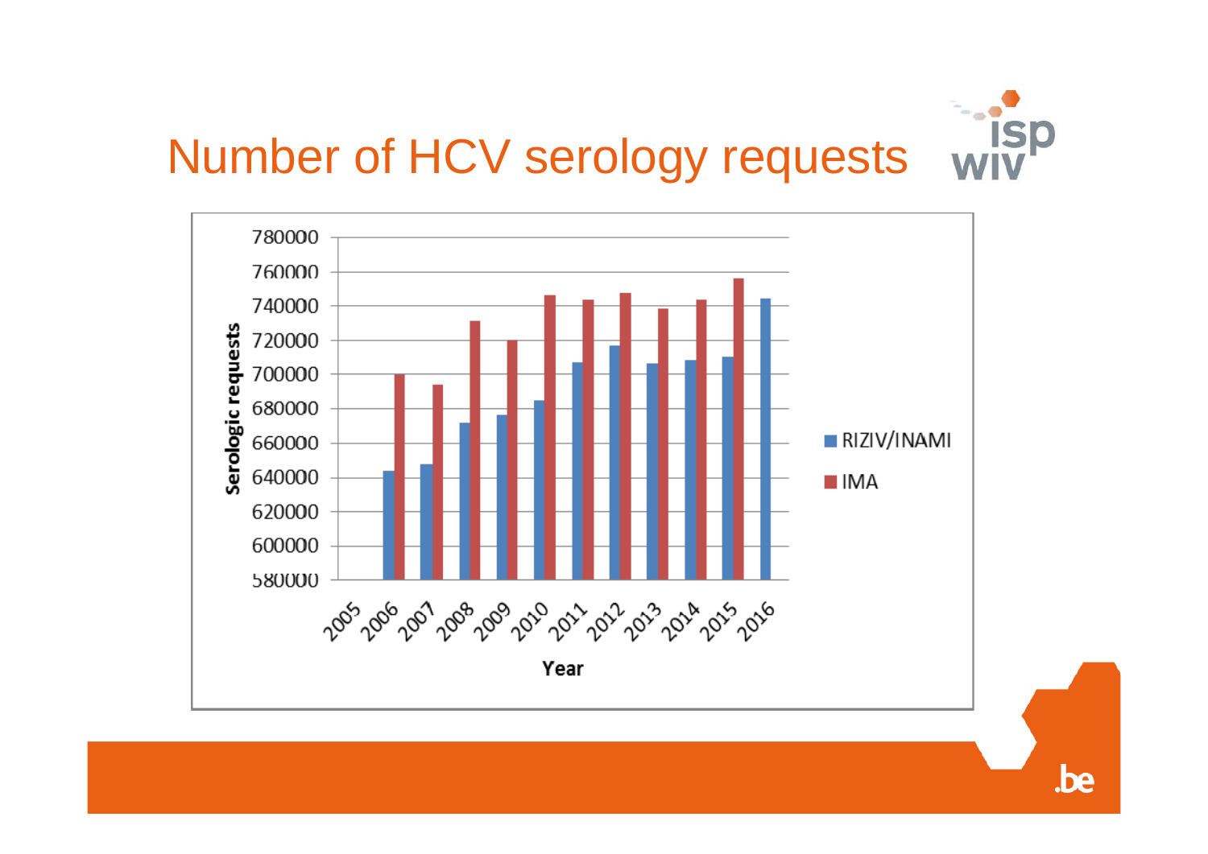# Number of HCV serology requests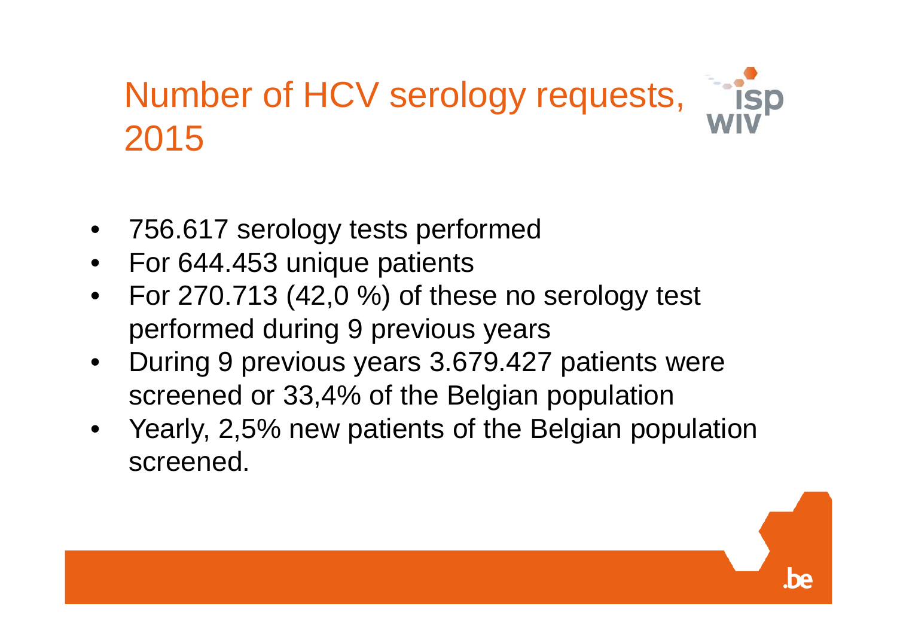# Number of HCV serology requests, 2015

- 756.617 serology tests performed
- For 644.453 unique patients
- For 270.713 (42,0 %) of these no serology test performed during 9 previous years
- During 9 previous years 3.679.427 patients were screened or 33,4% of the Belgian population
- Yearly, 2,5% new patients of the Belgian population screened.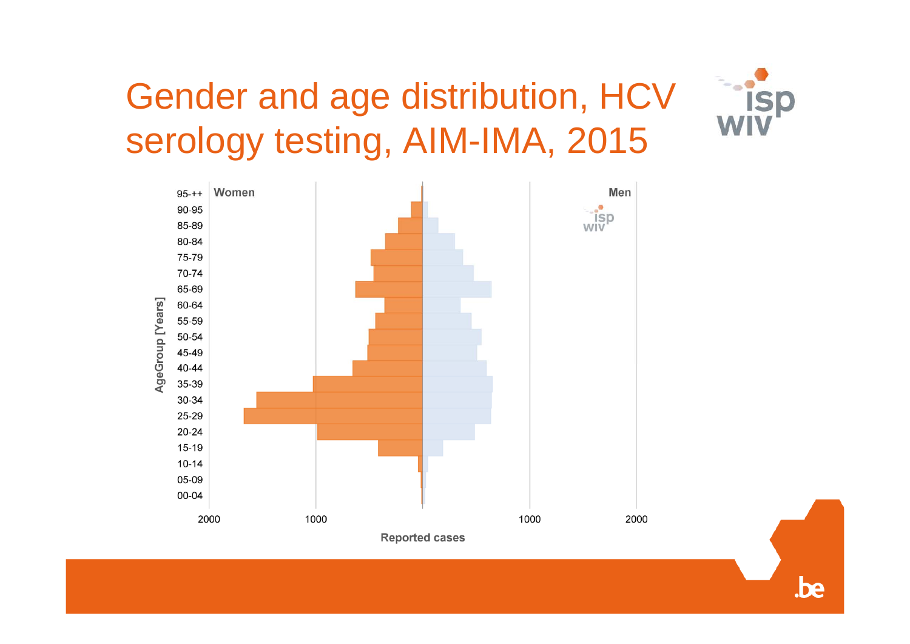# Gender and age distribution, HCV serology testing, AIM-IMA, 2015

Women | Men

AgeGroup [Years]

95-++
90-95
85-89
80-84
75-79
70-74
65-69
60-64
55-59
50-54
45-49
40-44
35-39
30-34
25-29
20-24
15-19
10-14
05-09
00-04

2000 | 1000 | 1000 | 2000

Reported cases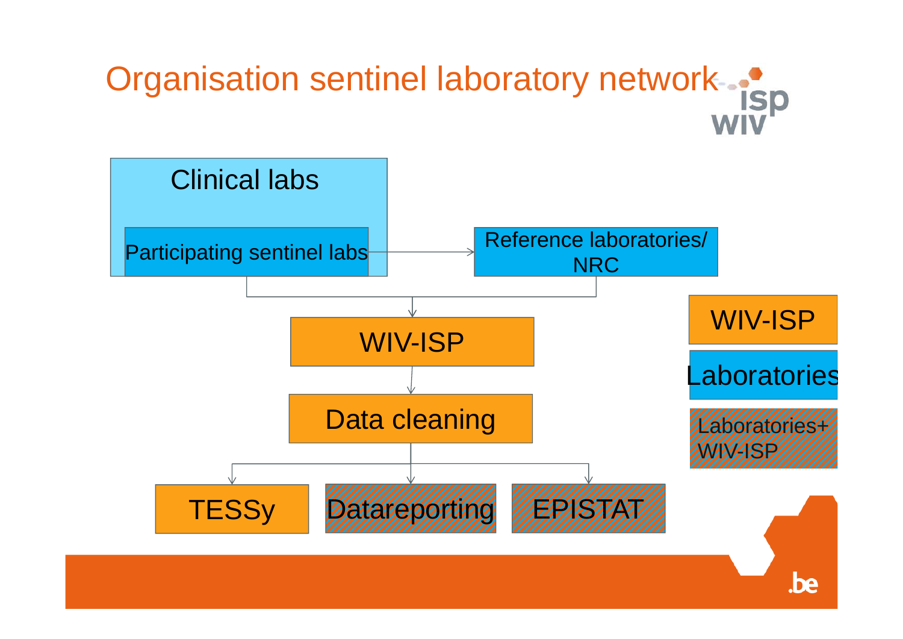# Organisation sentinel laboratory network

Clinical labs

Participating sentinel labs → Reference laboratories/ NRC

WIV-ISP

Data cleaning

TESSy | Datareporting | EPISTAT

Legend:

- WIV-ISP
- Laboratories
- Laboratories+ WIV-ISP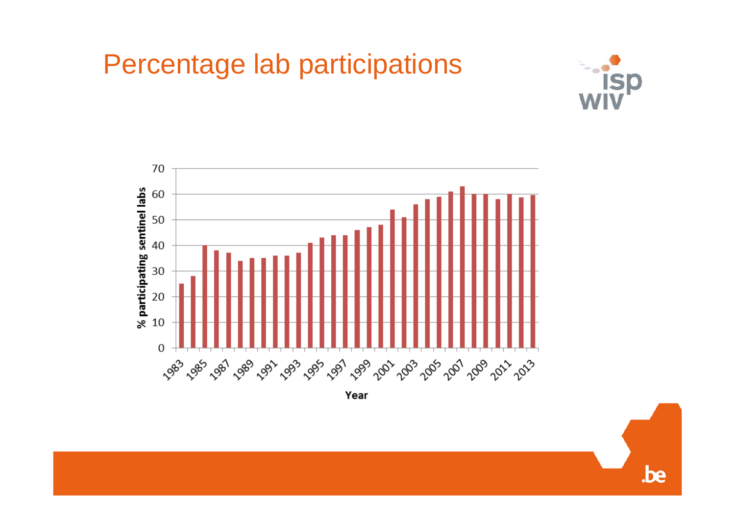# Percentage lab participations

% participating sentinel labs

Year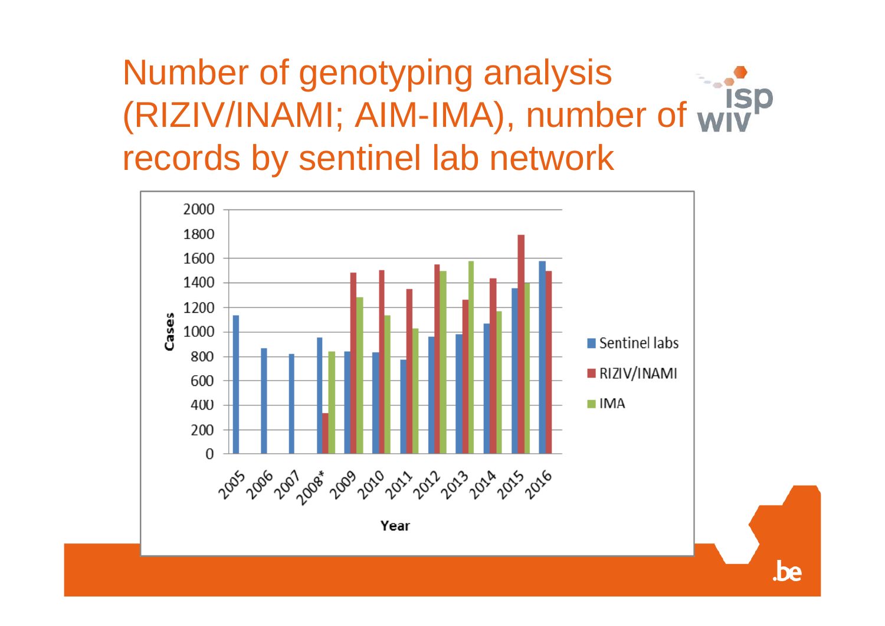# Number of genotyping analysis (RIZIV/INAMI; AIM-IMA), number of records by sentinel lab network

Cases

2000
1800
1600
1400
1200
1000
800
600
400
200
0

2005 2006 2007 2008* 2009 2010 2011 2012 2013 2014 2015 2016

Year

- Sentinel labs
- RIZIV/INAMI
- IMA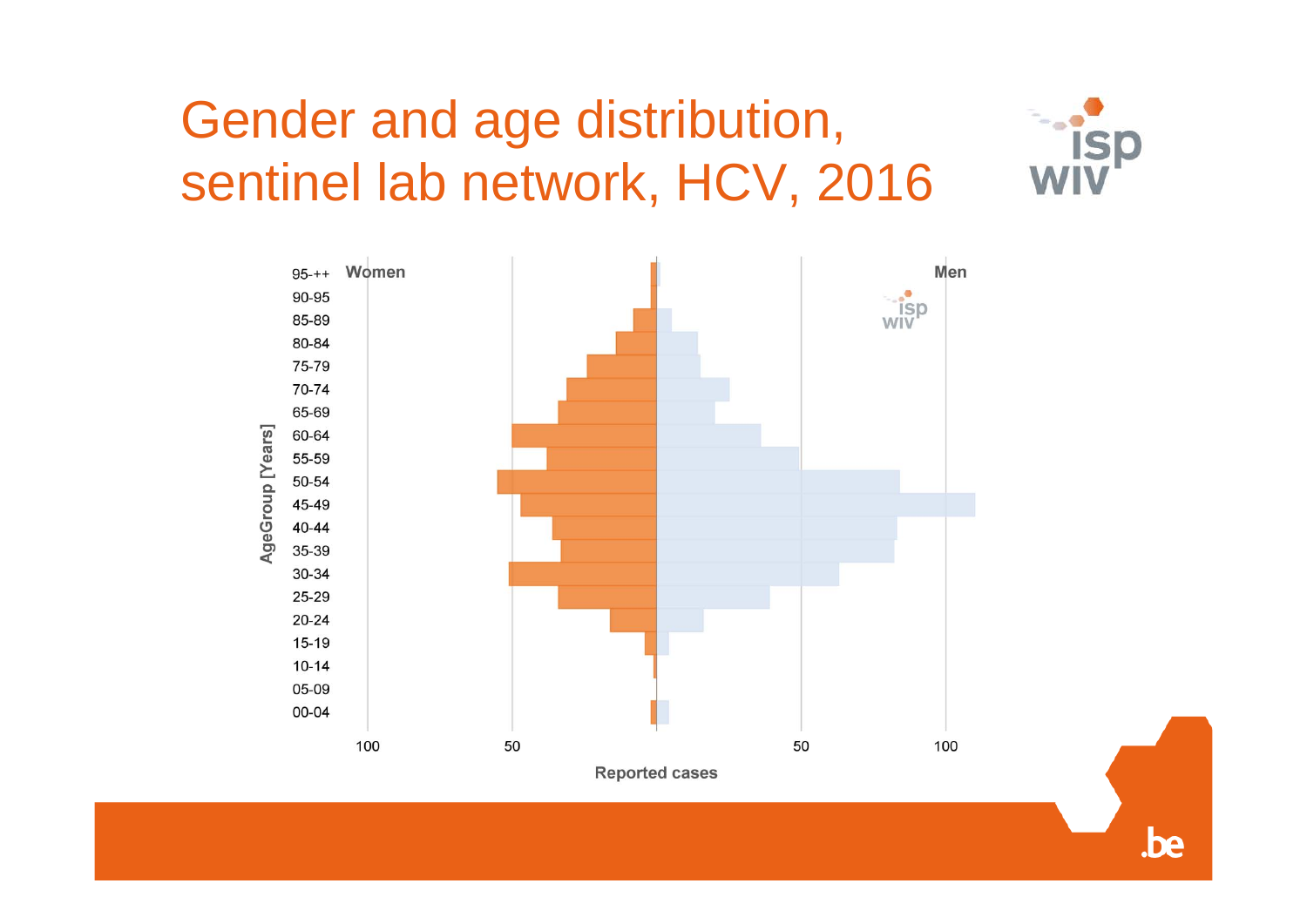# Gender and age distribution, sentinel lab network, HCV, 2016

Women

Men

AgeGroup [Years]

95-++
90-95
85-89
80-84
75-79
70-74
65-69
60-64
55-59
50-54
45-49
40-44
35-39
30-34
25-29
20-24
15-19
10-14
05-09
00-04

100 50 50 100

Reported cases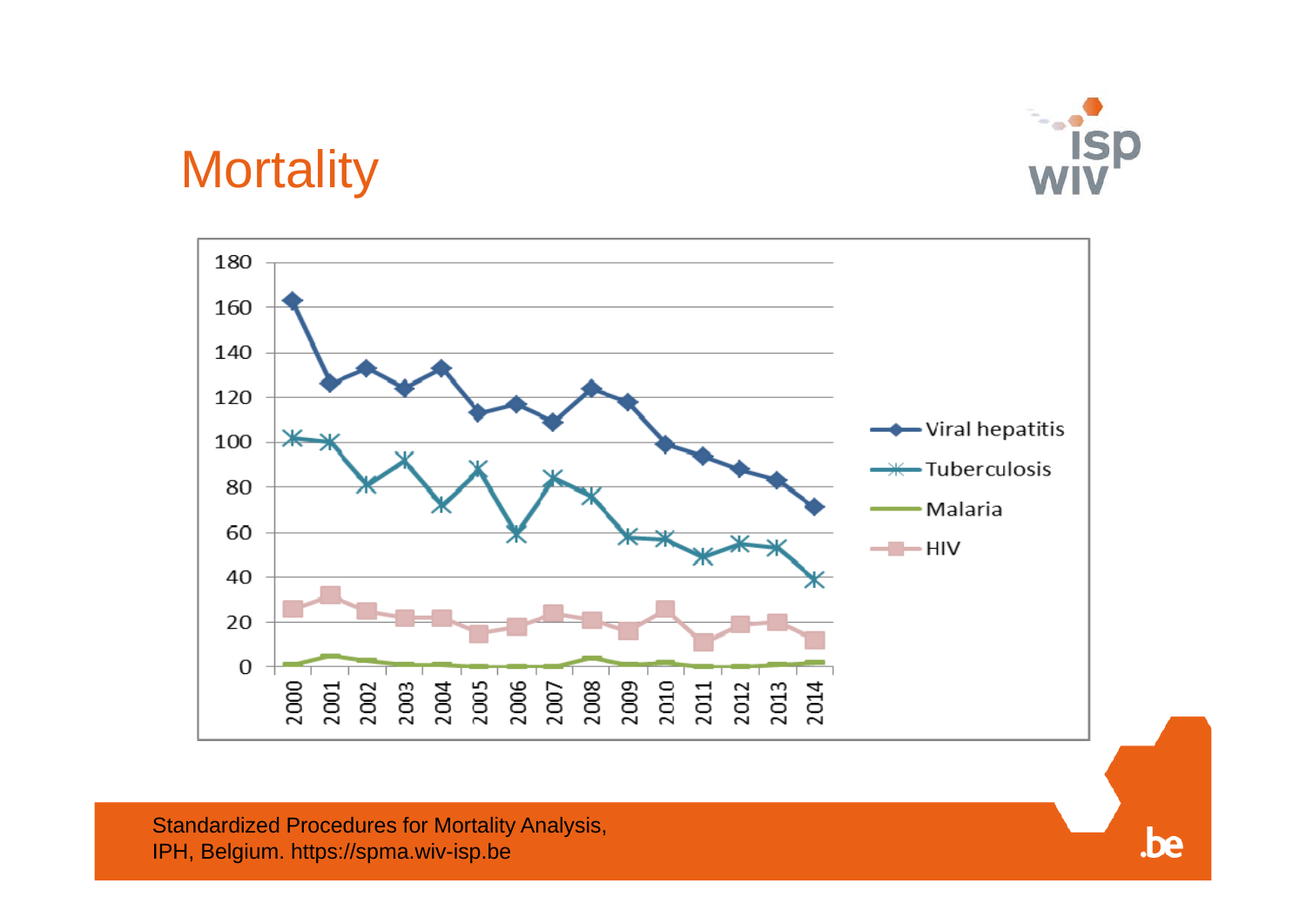# Mortality

Standardized Procedures for Mortality Analysis, IPH, Belgium. https://spma.wiv-isp.be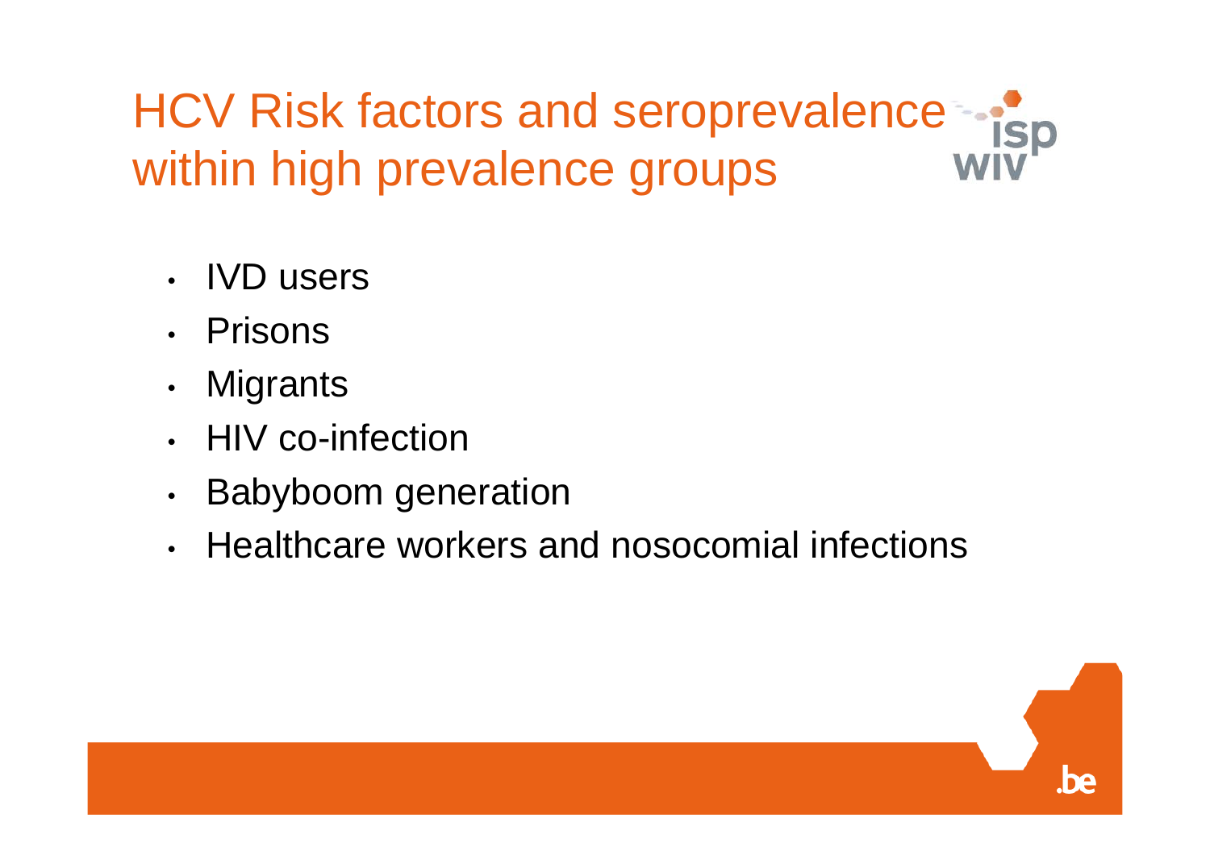# HCV Risk factors and seroprevalence within high prevalence groups

- IVD users
- Prisons
- Migrants
- HIV co-infection
- Babyboom generation
- Healthcare workers and nosocomial infections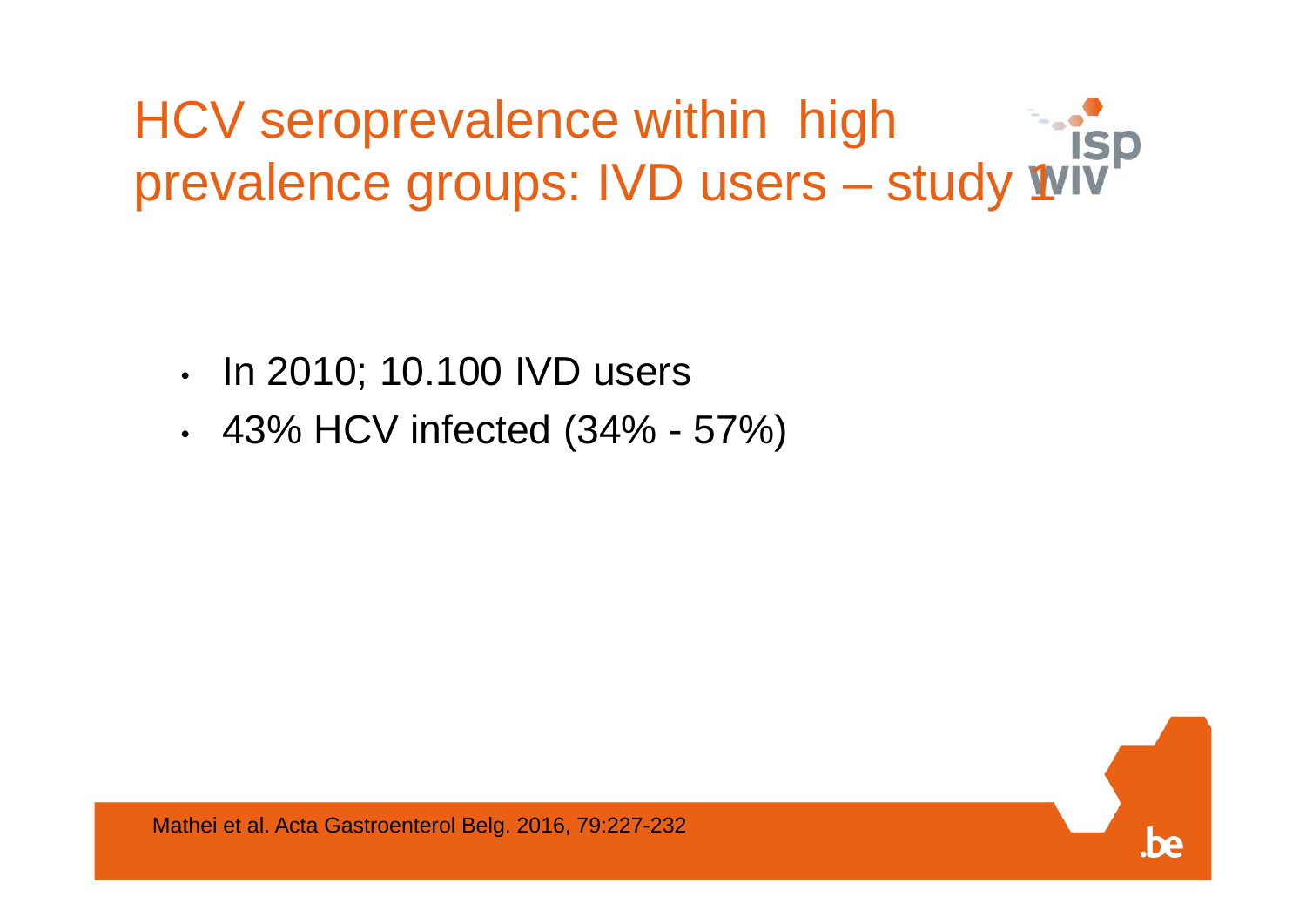# HCV seroprevalence within high prevalence groups: IVD users – study 1

- In 2010; 10.100 IVD users
- 43% HCV infected (34% - 57%)

Mathei et al. Acta Gastroenterol Belg. 2016, 79:227-232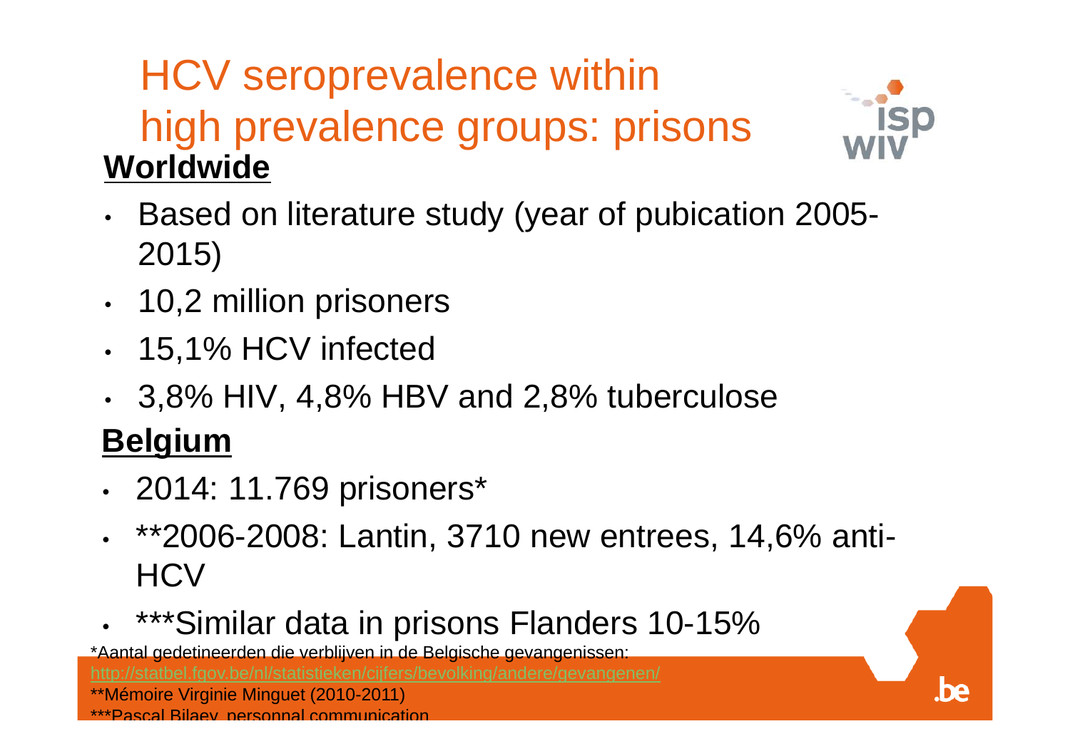# HCV seroprevalence within high prevalence groups: prisons

## Worldwide

- Based on literature study (year of pubication 2005-2015)
- 10,2 million prisoners
- 15,1% HCV infected
- 3,8% HIV, 4,8% HBV and 2,8% tuberculose

## Belgium

- 2014: 11.769 prisoners*
- **2006-2008: Lantin, 3710 new entrees, 14,6% anti-HCV
- ***Similar data in prisons Flanders 10-15%

*Aantal gedetineerden die verblijven in de Belgische gevangenissen: http://statbel.fgov.be/nl/statistieken/cijfers/bevolking/andere/gevangenen/

**Mémoire Virginie Minguet (2010-2011)

***Pascal Bilaey, personnal communication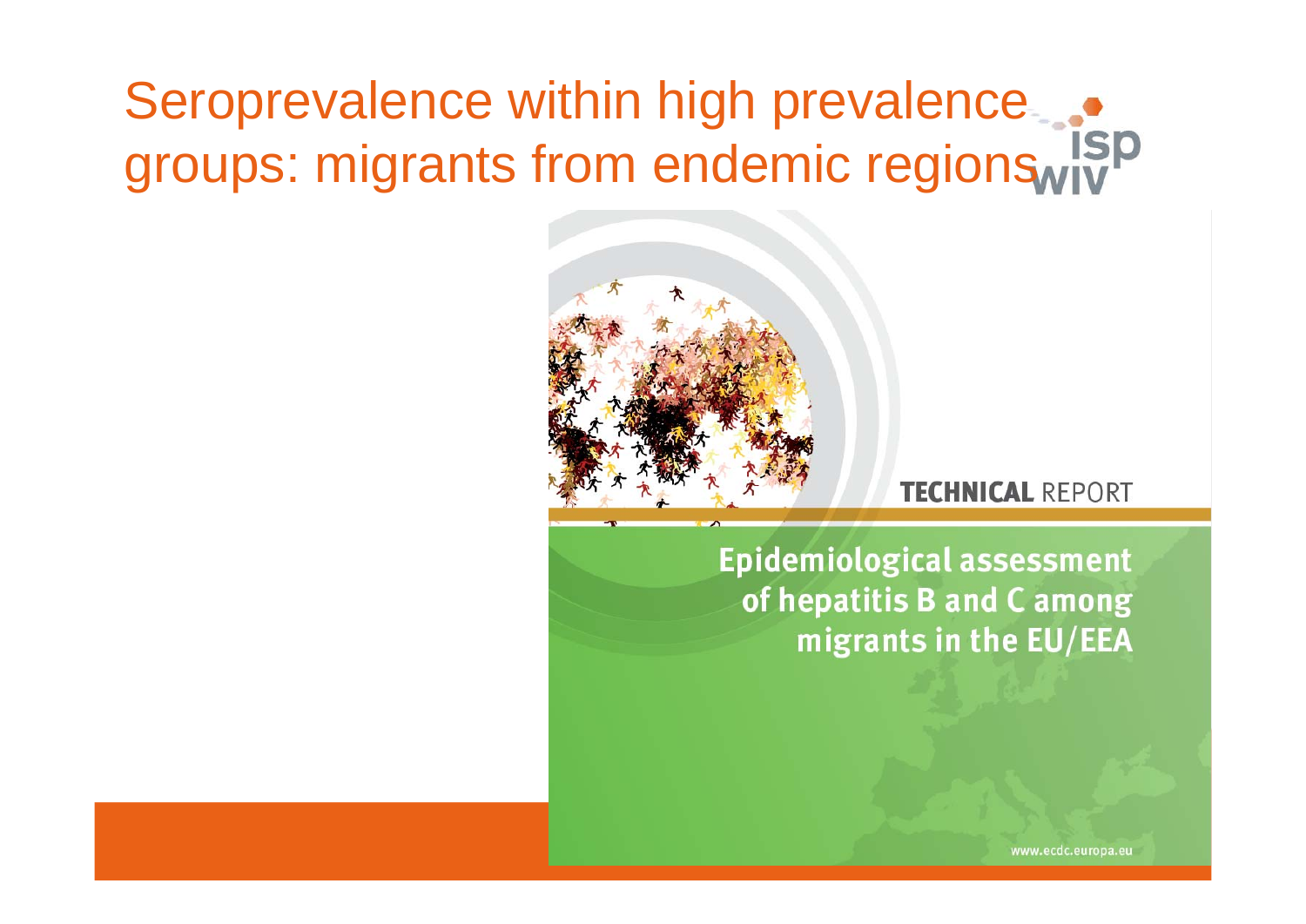# Seroprevalence within high prevalence groups: migrants from endemic regions

TECHNICAL REPORT

Epidemiological assessment of hepatitis B and C among migrants in the EU/EEA

www.ecdc.europa.eu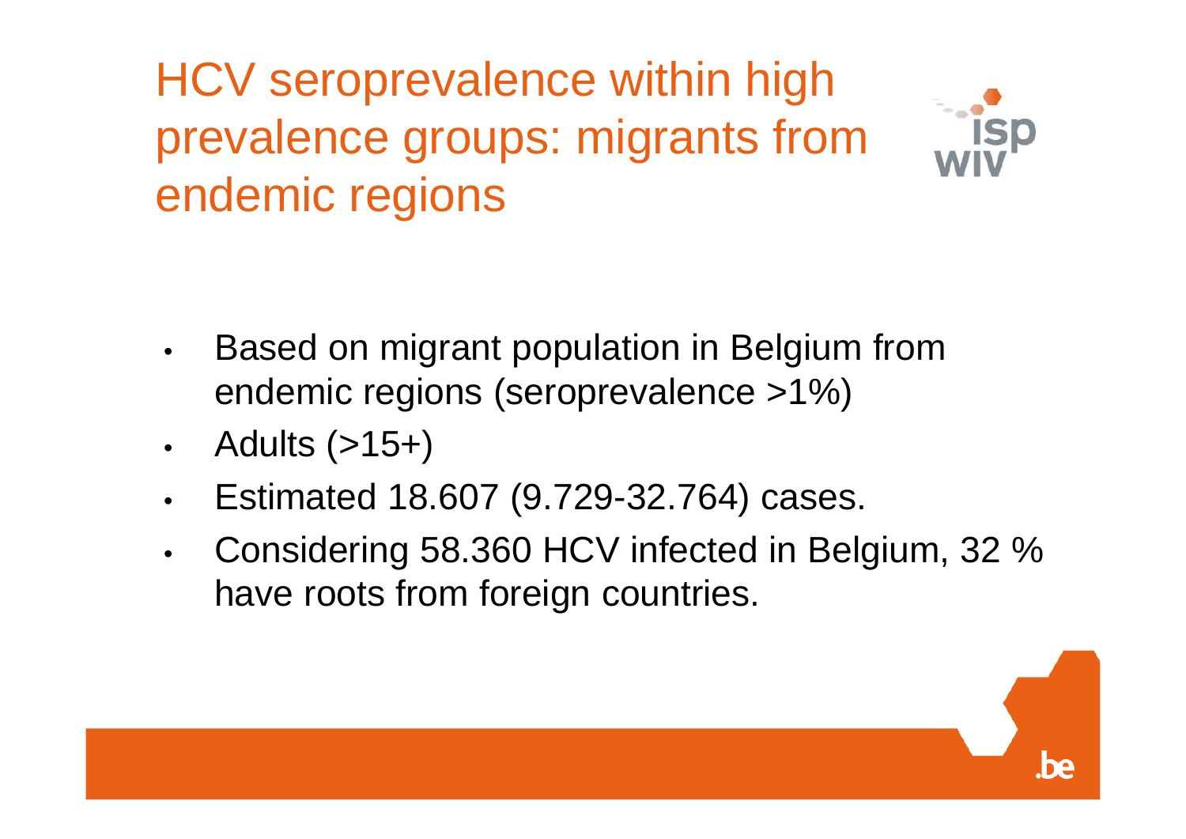# HCV seroprevalence within high prevalence groups: migrants from endemic regions

- Based on migrant population in Belgium from endemic regions (seroprevalence >1%)
- Adults (>15+)
- Estimated 18.607 (9.729-32.764) cases.
- Considering 58.360 HCV infected in Belgium, 32 % have roots from foreign countries.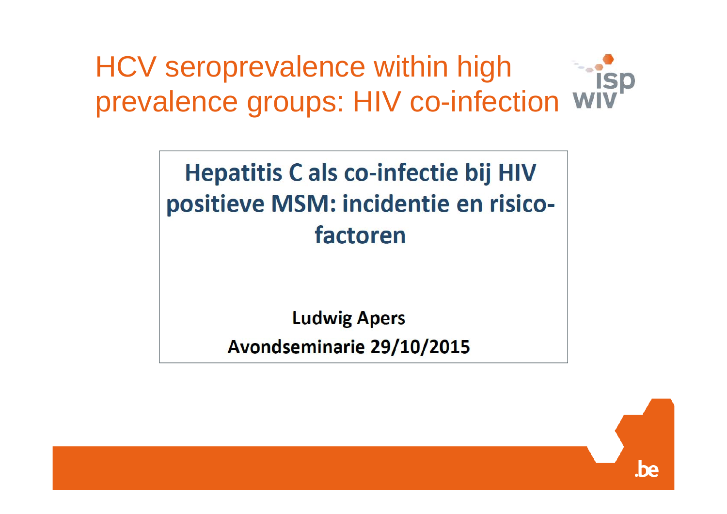# HCV seroprevalence within high prevalence groups: HIV co-infection

**Hepatitis C als co-infectie bij HIV positieve MSM: incidentie en risico-factoren**

**Ludwig Apers**

**Avondseminarie 29/10/2015**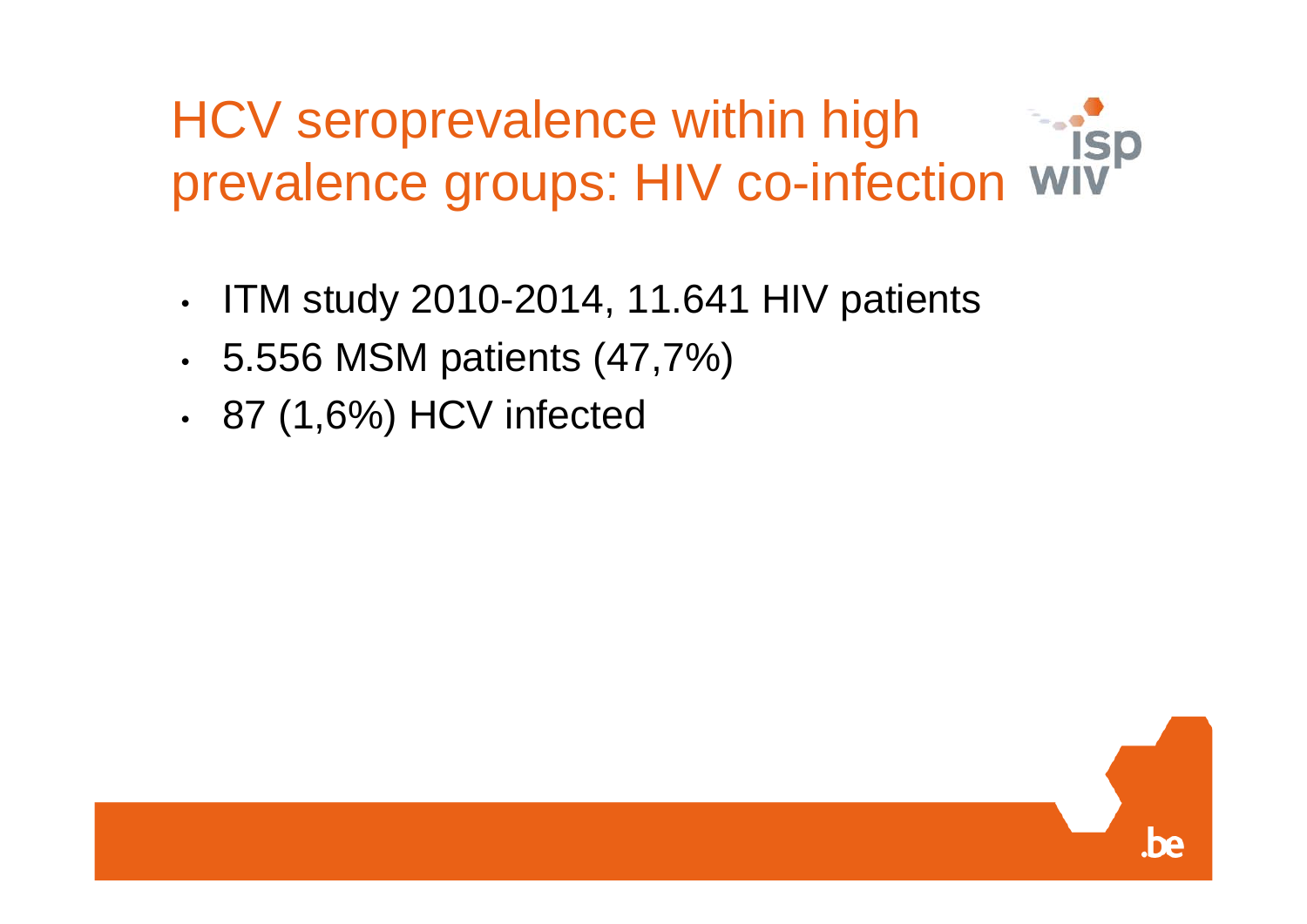# HCV seroprevalence within high prevalence groups: HIV co-infection

- ITM study 2010-2014, 11.641 HIV patients
- 5.556 MSM patients (47,7%)
- 87 (1,6%) HCV infected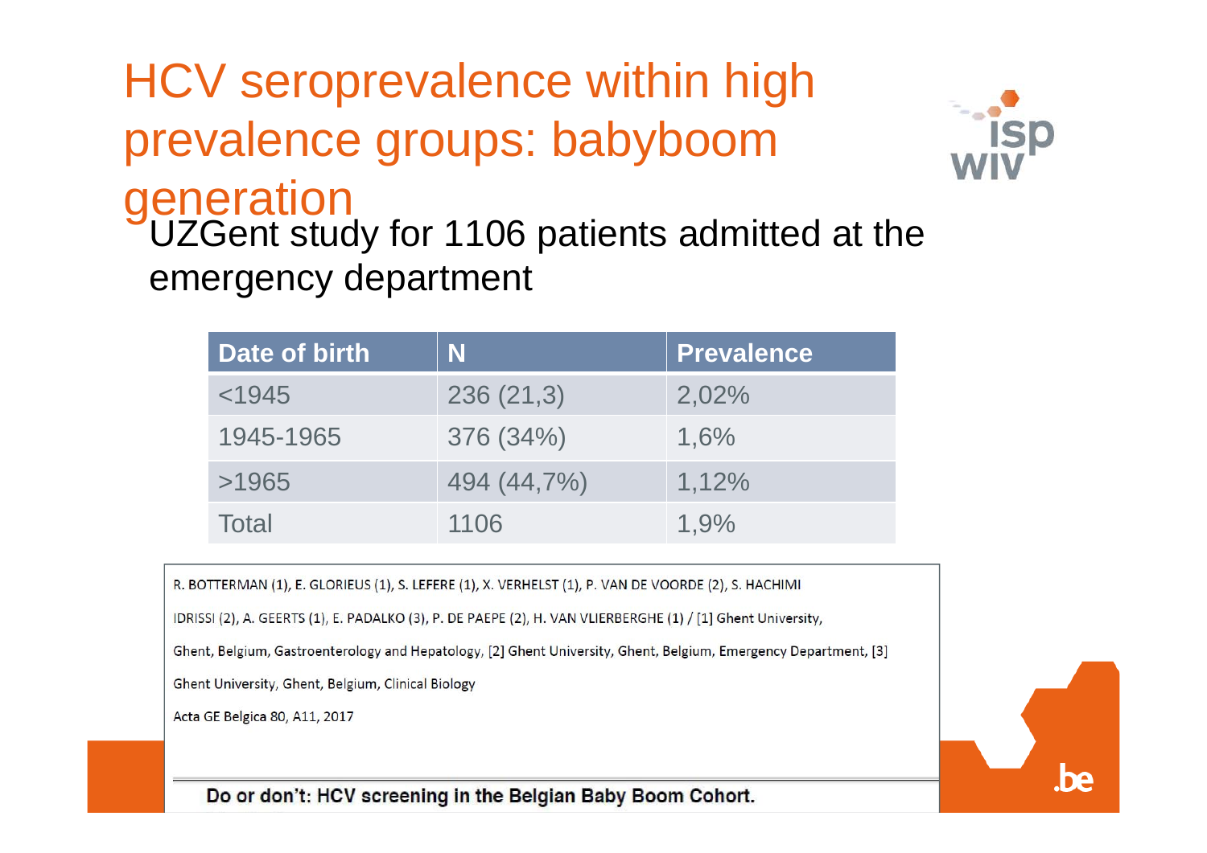# HCV seroprevalence within high prevalence groups: babyboom generation

UZGent study for 1106 patients admitted at the emergency department

| Date of birth | N | Prevalence |
|---|---|---|
| <1945 | 236 (21,3) | 2,02% |
| 1945-1965 | 376 (34%) | 1,6% |
| >1965 | 494 (44,7%) | 1,12% |
| Total | 1106 | 1,9% |

R. BOTTERMAN (1), E. GLORIEUS (1), S. LEFERE (1), X. VERHELST (1), P. VAN DE VOORDE (2), S. HACHIMI IDRISSI (2), A. GEERTS (1), E. PADALKO (3), P. DE PAEPE (2), H. VAN VLIERBERGHE (1) / [1] Ghent University, Ghent, Belgium, Gastroenterology and Hepatology, [2] Ghent University, Ghent, Belgium, Emergency Department, [3] Ghent University, Ghent, Belgium, Clinical Biology

Acta GE Belgica 80, A11, 2017

**Do or don't: HCV screening in the Belgian Baby Boom Cohort.**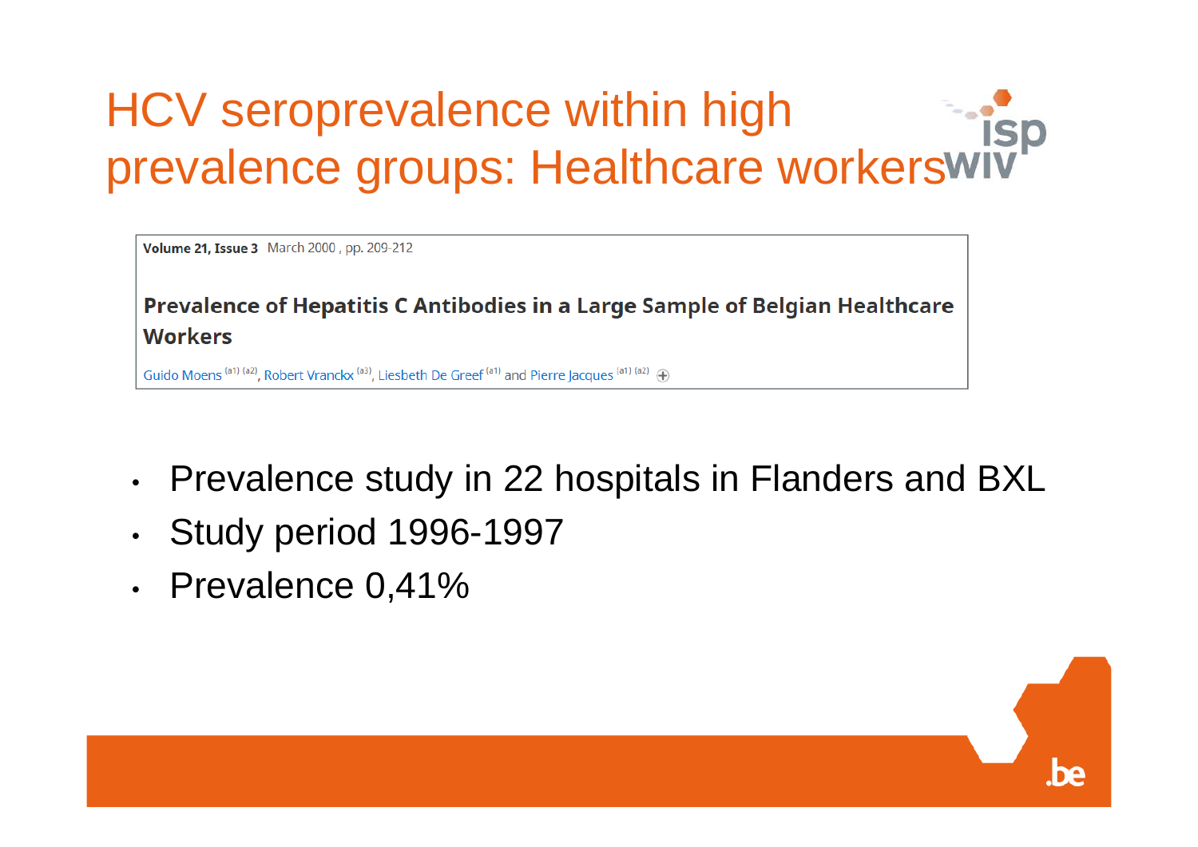# HCV seroprevalence within high prevalence groups: Healthcare workers

**Volume 21, Issue 3** March 2000 , pp. 209-212

**Prevalence of Hepatitis C Antibodies in a Large Sample of Belgian Healthcare Workers**

Guido Moens [(a1) (a2)], Robert Vranckx [(a3)], Liesbeth De Greef [(a1)] and Pierre Jacques [(a1) (a2)]

- Prevalence study in 22 hospitals in Flanders and BXL
- Study period 1996-1997
- Prevalence 0,41%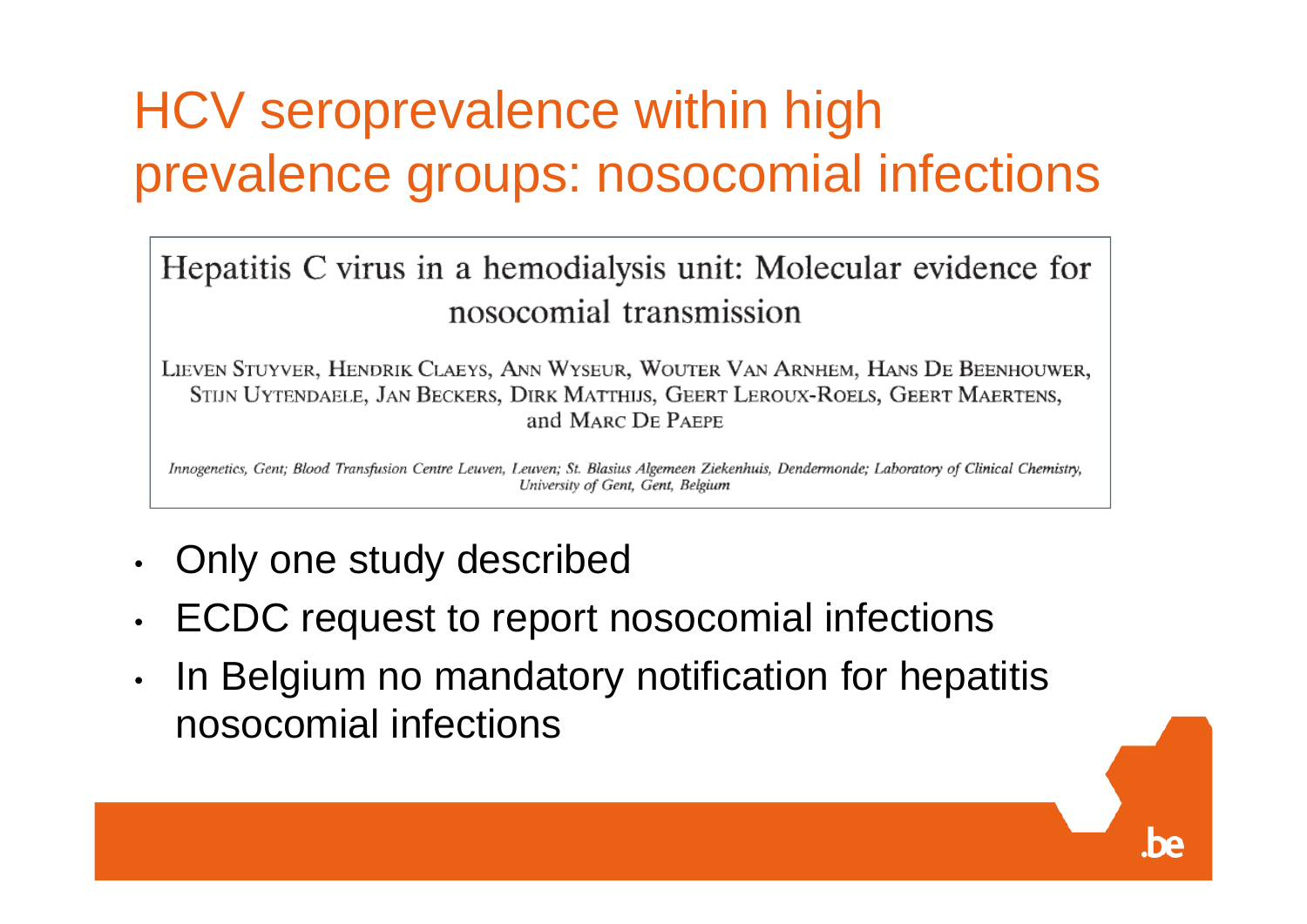# HCV seroprevalence within high prevalence groups: nosocomial infections

Hepatitis C virus in a hemodialysis unit: Molecular evidence for nosocomial transmission

Lieven Stuyver, Hendrik Claeys, Ann Wyseur, Wouter Van Arnhem, Hans De Beenhouwer, Stijn Uytendaele, Jan Beckers, Dirk Matthijs, Geert Leroux-Roels, Geert Maertens, and Marc De Paepe

*Innogenetics, Gent; Blood Transfusion Centre Leuven, Leuven; St. Blasius Algemeen Ziekenhuis, Dendermonde; Laboratory of Clinical Chemistry, University of Gent, Gent, Belgium*

- Only one study described
- ECDC request to report nosocomial infections
- In Belgium no mandatory notification for hepatitis nosocomial infections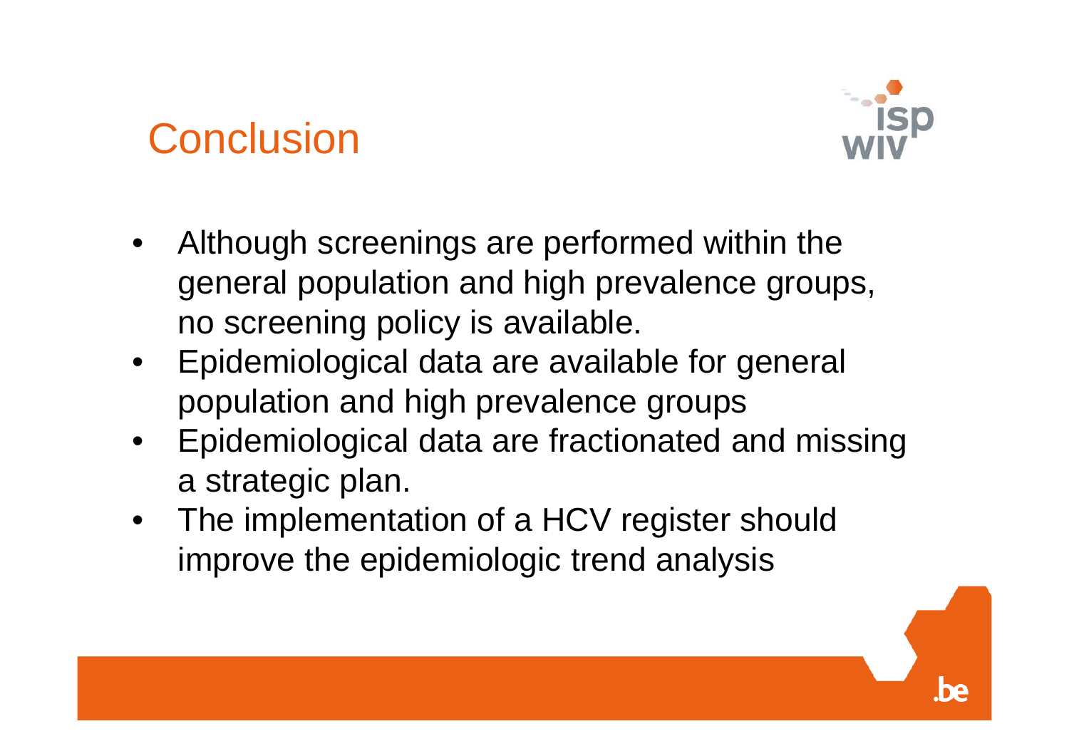# Conclusion

- Although screenings are performed within the general population and high prevalence groups, no screening policy is available.
- Epidemiological data are available for general population and high prevalence groups
- Epidemiological data are fractionated and missing a strategic plan.
- The implementation of a HCV register should improve the epidemiologic trend analysis